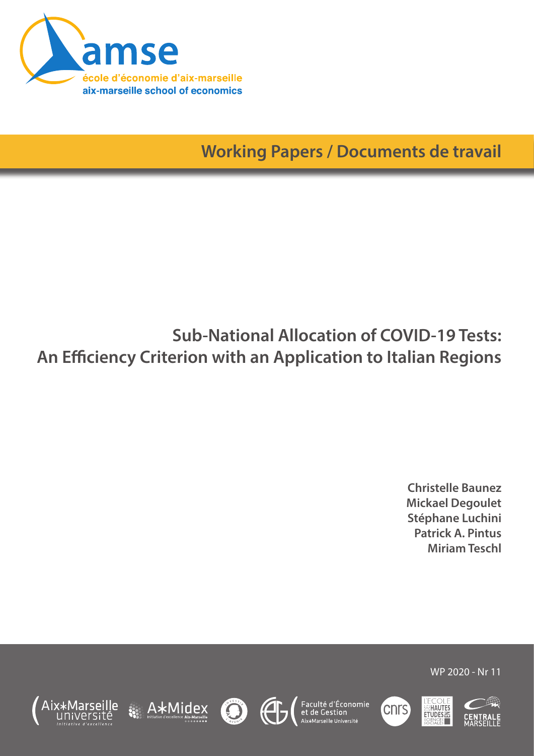amse

école d'économie d'aix-marseille

aix-marseille school of economics

Working Papers / Documents de travail

# Sub-National Allocation of COVID-19 Tests: An Efficiency Criterion with an Application to Italian Regions

**Christelle Baunez**
**Mickael Degoulet**
**Stéphane Luchini**
**Patrick A. Pintus**
**Miriam Teschl**

WP 2020 - Nr 11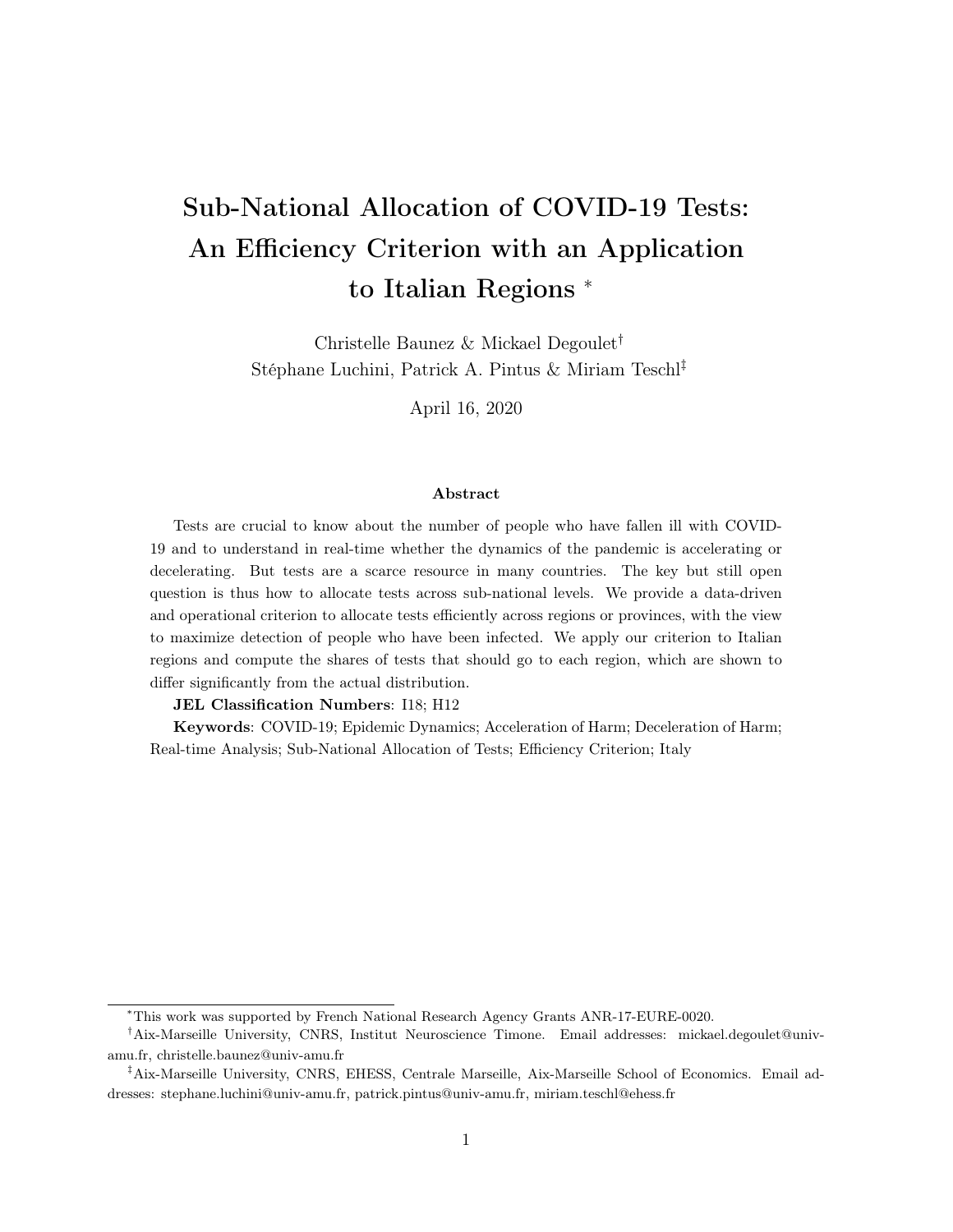# Sub-National Allocation of COVID-19 Tests: An Efficiency Criterion with an Application to Italian Regions [*]

Christelle Baunez & Mickael Degoulet[†]

Stéphane Luchini, Patrick A. Pintus & Miriam Teschl[‡]

April 16, 2020

### Abstract

Tests are crucial to know about the number of people who have fallen ill with COVID-19 and to understand in real-time whether the dynamics of the pandemic is accelerating or decelerating. But tests are a scarce resource in many countries. The key but still open question is thus how to allocate tests across sub-national levels. We provide a data-driven and operational criterion to allocate tests efficiently across regions or provinces, with the view to maximize detection of people who have been infected. We apply our criterion to Italian regions and compute the shares of tests that should go to each region, which are shown to differ significantly from the actual distribution.

**JEL Classification Numbers**: I18; H12

**Keywords**: COVID-19; Epidemic Dynamics; Acceleration of Harm; Deceleration of Harm; Real-time Analysis; Sub-National Allocation of Tests; Efficiency Criterion; Italy

---

[*] This work was supported by French National Research Agency Grants ANR-17-EURE-0020.

[†] Aix-Marseille University, CNRS, Institut Neuroscience Timone. Email addresses: mickael.degoulet@univ-amu.fr, christelle.baunez@univ-amu.fr

[‡] Aix-Marseille University, CNRS, EHESS, Centrale Marseille, Aix-Marseille School of Economics. Email addresses: stephane.luchini@univ-amu.fr, patrick.pintus@univ-amu.fr, miriam.teschl@ehess.fr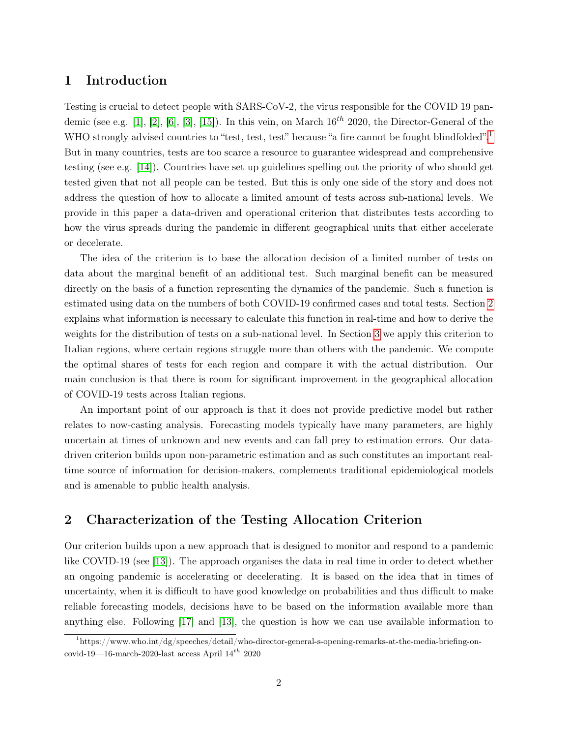## 1 Introduction

Testing is crucial to detect people with SARS-CoV-2, the virus responsible for the COVID 19 pandemic (see e.g. [1], [2], [6], [3], [15]). In this vein, on March $16^{th}$ 2020, the Director-General of the WHO strongly advised countries to "test, test, test" because "a fire cannot be fought blindfolded".[1] But in many countries, tests are too scarce a resource to guarantee widespread and comprehensive testing (see e.g. [14]). Countries have set up guidelines spelling out the priority of who should get tested given that not all people can be tested. But this is only one side of the story and does not address the question of how to allocate a limited amount of tests across sub-national levels. We provide in this paper a data-driven and operational criterion that distributes tests according to how the virus spreads during the pandemic in different geographical units that either accelerate or decelerate.

The idea of the criterion is to base the allocation decision of a limited number of tests on data about the marginal benefit of an additional test. Such marginal benefit can be measured directly on the basis of a function representing the dynamics of the pandemic. Such a function is estimated using data on the numbers of both COVID-19 confirmed cases and total tests. Section 2 explains what information is necessary to calculate this function in real-time and how to derive the weights for the distribution of tests on a sub-national level. In Section 3 we apply this criterion to Italian regions, where certain regions struggle more than others with the pandemic. We compute the optimal shares of tests for each region and compare it with the actual distribution. Our main conclusion is that there is room for significant improvement in the geographical allocation of COVID-19 tests across Italian regions.

An important point of our approach is that it does not provide predictive model but rather relates to now-casting analysis. Forecasting models typically have many parameters, are highly uncertain at times of unknown and new events and can fall prey to estimation errors. Our data-driven criterion builds upon non-parametric estimation and as such constitutes an important real-time source of information for decision-makers, complements traditional epidemiological models and is amenable to public health analysis.

## 2 Characterization of the Testing Allocation Criterion

Our criterion builds upon a new approach that is designed to monitor and respond to a pandemic like COVID-19 (see [13]). The approach organises the data in real time in order to detect whether an ongoing pandemic is accelerating or decelerating. It is based on the idea that in times of uncertainty, when it is difficult to have good knowledge on probabilities and thus difficult to make reliable forecasting models, decisions have to be based on the information available more than anything else. Following [17] and [13], the question is how we can use available information to

[1] https://www.who.int/dg/speeches/detail/who-director-general-s-opening-remarks-at-the-media-briefing-on-covid-19—16-march-2020-last access April $14^{th}$ 2020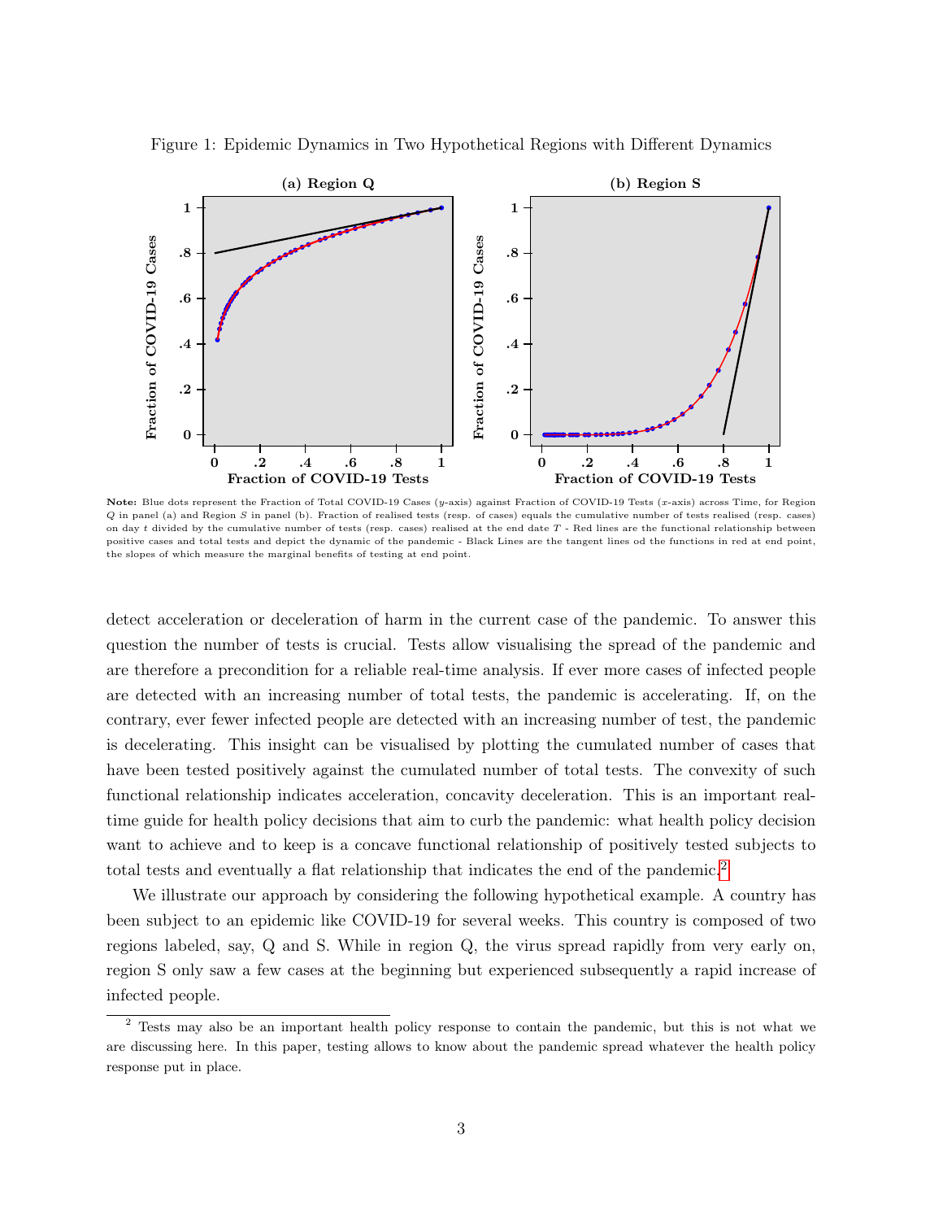Figure 1: Epidemic Dynamics in Two Hypothetical Regions with Different Dynamics

**Note:** Blue dots represent the Fraction of Total COVID-19 Cases ($y$-axis) against Fraction of COVID-19 Tests ($x$-axis) across Time, for Region $Q$ in panel (a) and Region $S$ in panel (b). Fraction of realised tests (resp. of cases) equals the cumulative number of tests realised (resp. cases) on day $t$ divided by the cumulative number of tests (resp. cases) realised at the end date $T$ - Red lines are the functional relationship between positive cases and total tests and depict the dynamic of the pandemic - Black Lines are the tangent lines od the functions in red at end point, the slopes of which measure the marginal benefits of testing at end point.

detect acceleration or deceleration of harm in the current case of the pandemic. To answer this question the number of tests is crucial. Tests allow visualising the spread of the pandemic and are therefore a precondition for a reliable real-time analysis. If ever more cases of infected people are detected with an increasing number of total tests, the pandemic is accelerating. If, on the contrary, ever fewer infected people are detected with an increasing number of test, the pandemic is decelerating. This insight can be visualised by plotting the cumulated number of cases that have been tested positively against the cumulated number of total tests. The convexity of such functional relationship indicates acceleration, concavity deceleration. This is an important real-time guide for health policy decisions that aim to curb the pandemic: what health policy decision want to achieve and to keep is a concave functional relationship of positively tested subjects to total tests and eventually a flat relationship that indicates the end of the pandemic.[2]

We illustrate our approach by considering the following hypothetical example. A country has been subject to an epidemic like COVID-19 for several weeks. This country is composed of two regions labeled, say, Q and S. While in region Q, the virus spread rapidly from very early on, region S only saw a few cases at the beginning but experienced subsequently a rapid increase of infected people.

[2] Tests may also be an important health policy response to contain the pandemic, but this is not what we are discussing here. In this paper, testing allows to know about the pandemic spread whatever the health policy response put in place.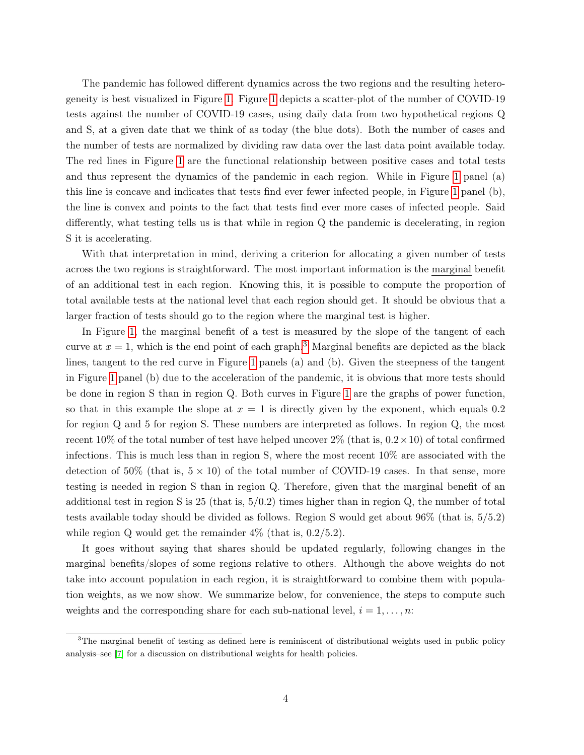The pandemic has followed different dynamics across the two regions and the resulting heterogeneity is best visualized in Figure 1. Figure 1 depicts a scatter-plot of the number of COVID-19 tests against the number of COVID-19 cases, using daily data from two hypothetical regions Q and S, at a given date that we think of as today (the blue dots). Both the number of cases and the number of tests are normalized by dividing raw data over the last data point available today. The red lines in Figure 1 are the functional relationship between positive cases and total tests and thus represent the dynamics of the pandemic in each region. While in Figure 1 panel (a) this line is concave and indicates that tests find ever fewer infected people, in Figure 1 panel (b), the line is convex and points to the fact that tests find ever more cases of infected people. Said differently, what testing tells us is that while in region Q the pandemic is decelerating, in region S it is accelerating.

With that interpretation in mind, deriving a criterion for allocating a given number of tests across the two regions is straightforward. The most important information is the <u>marginal</u> benefit of an additional test in each region. Knowing this, it is possible to compute the proportion of total available tests at the national level that each region should get. It should be obvious that a larger fraction of tests should go to the region where the marginal test is higher.

In Figure 1, the marginal benefit of a test is measured by the slope of the tangent of each curve at $x = 1$, which is the end point of each graph.[3] Marginal benefits are depicted as the black lines, tangent to the red curve in Figure 1 panels (a) and (b). Given the steepness of the tangent in Figure 1 panel (b) due to the acceleration of the pandemic, it is obvious that more tests should be done in region S than in region Q. Both curves in Figure 1 are the graphs of power function, so that in this example the slope at $x = 1$ is directly given by the exponent, which equals 0.2 for region Q and 5 for region S. These numbers are interpreted as follows. In region Q, the most recent 10% of the total number of test have helped uncover 2% (that is, $0.2 \times 10$) of total confirmed infections. This is much less than in region S, where the most recent 10% are associated with the detection of 50% (that is, $5 \times 10$) of the total number of COVID-19 cases. In that sense, more testing is needed in region S than in region Q. Therefore, given that the marginal benefit of an additional test in region S is 25 (that is, 5/0.2) times higher than in region Q, the number of total tests available today should be divided as follows. Region S would get about 96% (that is, 5/5.2) while region Q would get the remainder 4% (that is, 0.2/5.2).

It goes without saying that shares should be updated regularly, following changes in the marginal benefits/slopes of some regions relative to others. Although the above weights do not take into account population in each region, it is straightforward to combine them with population weights, as we now show. We summarize below, for convenience, the steps to compute such weights and the corresponding share for each sub-national level, $i = 1, \ldots, n$:

---

[3] The marginal benefit of testing as defined here is reminiscent of distributional weights used in public policy analysis–see [7] for a discussion on distributional weights for health policies.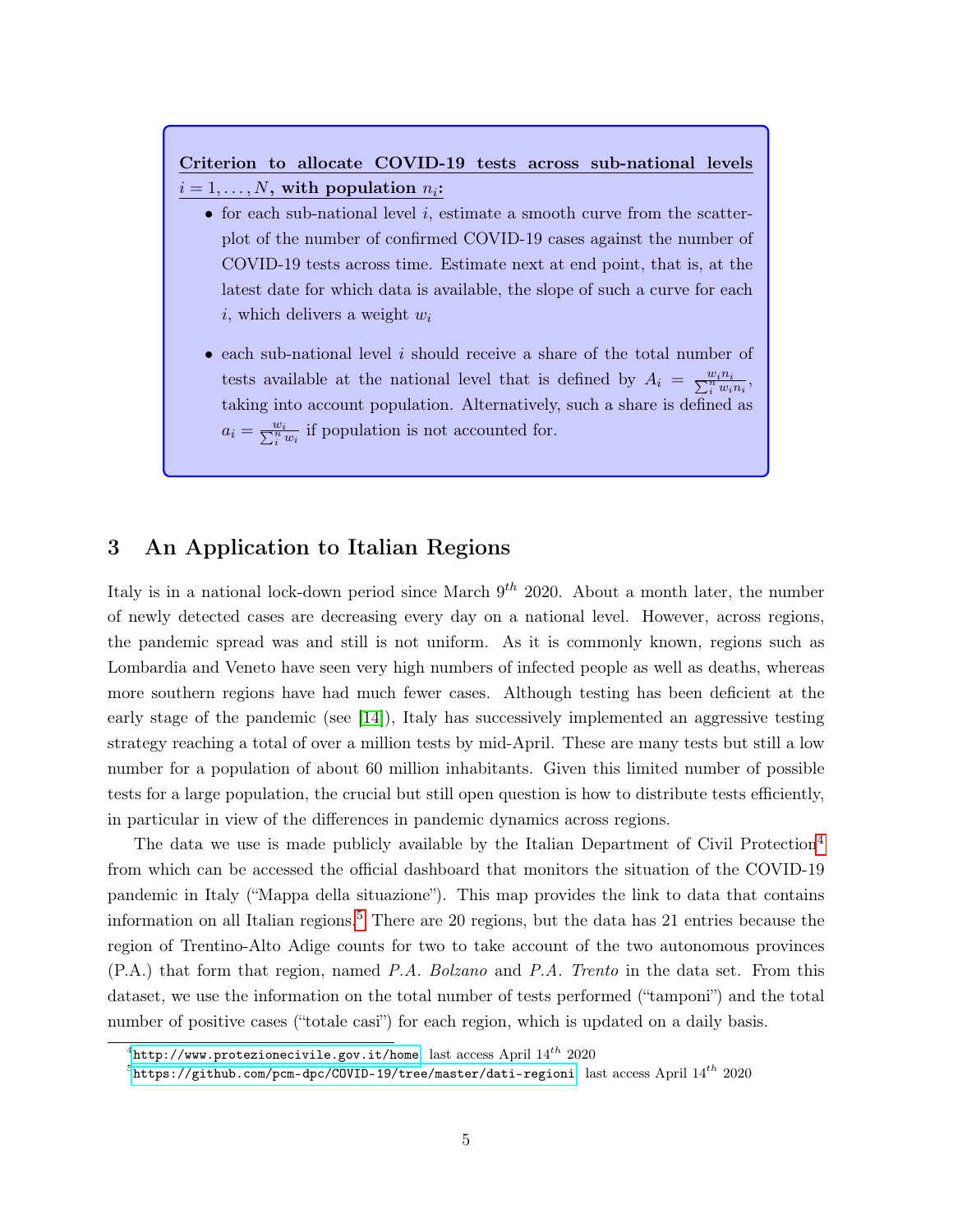**Criterion to allocate COVID-19 tests across sub-national levels $i = 1, \ldots, N$, with population $n_i$:**

- for each sub-national level $i$, estimate a smooth curve from the scatter-plot of the number of confirmed COVID-19 cases against the number of COVID-19 tests across time. Estimate next at end point, that is, at the latest date for which data is available, the slope of such a curve for each $i$, which delivers a weight $w_i$

- each sub-national level $i$ should receive a share of the total number of tests available at the national level that is defined by $A_i = \frac{w_i n_i}{\sum_i^n w_i n_i}$, taking into account population. Alternatively, such a share is defined as $a_i = \frac{w_i}{\sum_i^n w_i}$ if population is not accounted for.

## 3 An Application to Italian Regions

Italy is in a national lock-down period since March $9^{th}$ 2020. About a month later, the number of newly detected cases are decreasing every day on a national level. However, across regions, the pandemic spread was and still is not uniform. As it is commonly known, regions such as Lombardia and Veneto have seen very high numbers of infected people as well as deaths, whereas more southern regions have had much fewer cases. Although testing has been deficient at the early stage of the pandemic (see [14]), Italy has successively implemented an aggressive testing strategy reaching a total of over a million tests by mid-April. These are many tests but still a low number for a population of about 60 million inhabitants. Given this limited number of possible tests for a large population, the crucial but still open question is how to distribute tests efficiently, in particular in view of the differences in pandemic dynamics across regions.

The data we use is made publicly available by the Italian Department of Civil Protection[4] from which can be accessed the official dashboard that monitors the situation of the COVID-19 pandemic in Italy ("Mappa della situazione"). This map provides the link to data that contains information on all Italian regions.[5] There are 20 regions, but the data has 21 entries because the region of Trentino-Alto Adige counts for two to take account of the two autonomous provinces (P.A.) that form that region, named *P.A. Bolzano* and *P.A. Trento* in the data set. From this dataset, we use the information on the total number of tests performed ("tamponi") and the total number of positive cases ("totale casi") for each region, which is updated on a daily basis.

[4] http://www.protezionecivile.gov.it/home, last access April $14^{th}$ 2020

[5] https://github.com/pcm-dpc/COVID-19/tree/master/dati-regioni, last access April $14^{th}$ 2020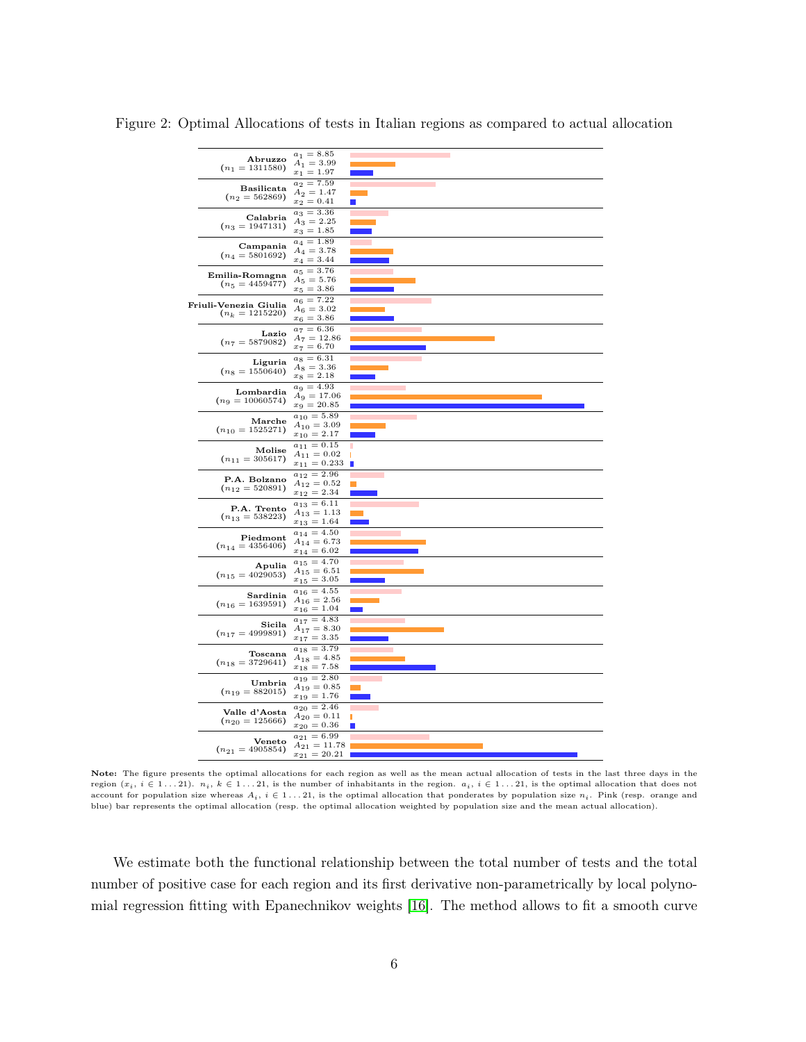Figure 2: Optimal Allocations of tests in Italian regions as compared to actual allocation

| Region | Values |
|---|---|
| **Abruzzo** ($n_1 = 1311580$) | $a_1 = 8.85$, $A_1 = 3.99$, $x_1 = 1.97$ |
| **Basilicata** ($n_2 = 562869$) | $a_2 = 7.59$, $A_2 = 1.47$, $x_2 = 0.41$ |
| **Calabria** ($n_3 = 1947131$) | $a_3 = 3.36$, $A_3 = 2.25$, $x_3 = 1.85$ |
| **Campania** ($n_4 = 5801692$) | $a_4 = 1.89$, $A_4 = 3.78$, $x_4 = 3.44$ |
| **Emilia-Romagna** ($n_5 = 4459477$) | $a_5 = 3.76$, $A_5 = 5.76$, $x_5 = 3.86$ |
| **Friuli-Venezia Giulia** ($n_k = 1215220$) | $a_6 = 7.22$, $A_6 = 3.02$, $x_6 = 3.86$ |
| **Lazio** ($n_7 = 5879082$) | $a_7 = 6.36$, $A_7 = 12.86$, $x_7 = 6.70$ |
| **Liguria** ($n_8 = 1550640$) | $a_8 = 6.31$, $A_8 = 3.36$, $x_8 = 2.18$ |
| **Lombardia** ($n_9 = 10060574$) | $a_9 = 4.93$, $A_9 = 17.06$, $x_9 = 20.85$ |
| **Marche** ($n_{10} = 1525271$) | $a_{10} = 5.89$, $A_{10} = 3.09$, $x_{10} = 2.17$ |
| **Molise** ($n_{11} = 305617$) | $a_{11} = 0.15$, $A_{11} = 0.02$, $x_{11} = 0.233$ |
| **P.A. Bolzano** ($n_{12} = 520891$) | $a_{12} = 2.96$, $A_{12} = 0.52$, $x_{12} = 2.34$ |
| **P.A. Trento** ($n_{13} = 538223$) | $a_{13} = 6.11$, $A_{13} = 1.13$, $x_{13} = 1.64$ |
| **Piedmont** ($n_{14} = 4356406$) | $a_{14} = 4.50$, $A_{14} = 6.73$, $x_{14} = 6.02$ |
| **Apulia** ($n_{15} = 4029053$) | $a_{15} = 4.70$, $A_{15} = 6.51$, $x_{15} = 3.05$ |
| **Sardinia** ($n_{16} = 1639591$) | $a_{16} = 4.55$, $A_{16} = 2.56$, $x_{16} = 1.04$ |
| **Sicila** ($n_{17} = 4999891$) | $a_{17} = 4.83$, $A_{17} = 8.30$, $x_{17} = 3.35$ |
| **Toscana** ($n_{18} = 3729641$) | $a_{18} = 3.79$, $A_{18} = 4.85$, $x_{18} = 7.58$ |
| **Umbria** ($n_{19} = 882015$) | $a_{19} = 2.80$, $A_{19} = 0.85$, $x_{19} = 1.76$ |
| **Valle d'Aosta** ($n_{20} = 125666$) | $a_{20} = 2.46$, $A_{20} = 0.11$, $x_{20} = 0.36$ |
| **Veneto** ($n_{21} = 4905854$) | $a_{21} = 6.99$, $A_{21} = 11.78$, $x_{21} = 20.21$ |

**Note:** The figure presents the optimal allocations for each region as well as the mean actual allocation of tests in the last three days in the region ($x_i$, $i \in 1 \ldots 21$). $n_i$, $k \in 1 \ldots 21$, is the number of inhabitants in the region. $a_i$, $i \in 1 \ldots 21$, is the optimal allocation that does not account for population size whereas $A_i$, $i \in 1 \ldots 21$, is the optimal allocation that ponderates by population size $n_i$. Pink (resp. orange and blue) bar represents the optimal allocation (resp. the optimal allocation weighted by population size and the mean actual allocation).

We estimate both the functional relationship between the total number of tests and the total number of positive case for each region and its first derivative non-parametrically by local polynomial regression fitting with Epanechnikov weights [16]. The method allows to fit a smooth curve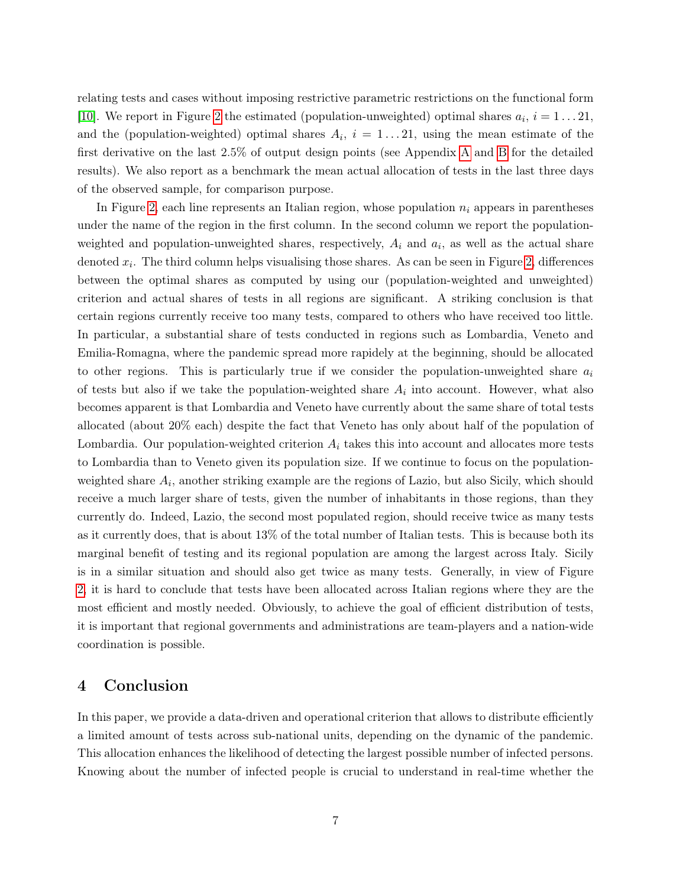relating tests and cases without imposing restrictive parametric restrictions on the functional form [10]. We report in Figure 2 the estimated (population-unweighted) optimal shares $a_i$, $i = 1 \dots 21$, and the (population-weighted) optimal shares $A_i$, $i = 1 \dots 21$, using the mean estimate of the first derivative on the last 2.5% of output design points (see Appendix A and B for the detailed results). We also report as a benchmark the mean actual allocation of tests in the last three days of the observed sample, for comparison purpose.

In Figure 2, each line represents an Italian region, whose population $n_i$ appears in parentheses under the name of the region in the first column. In the second column we report the population-weighted and population-unweighted shares, respectively, $A_i$ and $a_i$, as well as the actual share denoted $x_i$. The third column helps visualising those shares. As can be seen in Figure 2, differences between the optimal shares as computed by using our (population-weighted and unweighted) criterion and actual shares of tests in all regions are significant. A striking conclusion is that certain regions currently receive too many tests, compared to others who have received too little. In particular, a substantial share of tests conducted in regions such as Lombardia, Veneto and Emilia-Romagna, where the pandemic spread more rapidely at the beginning, should be allocated to other regions. This is particularly true if we consider the population-unweighted share $a_i$ of tests but also if we take the population-weighted share $A_i$ into account. However, what also becomes apparent is that Lombardia and Veneto have currently about the same share of total tests allocated (about 20% each) despite the fact that Veneto has only about half of the population of Lombardia. Our population-weighted criterion $A_i$ takes this into account and allocates more tests to Lombardia than to Veneto given its population size. If we continue to focus on the population-weighted share $A_i$, another striking example are the regions of Lazio, but also Sicily, which should receive a much larger share of tests, given the number of inhabitants in those regions, than they currently do. Indeed, Lazio, the second most populated region, should receive twice as many tests as it currently does, that is about 13% of the total number of Italian tests. This is because both its marginal benefit of testing and its regional population are among the largest across Italy. Sicily is in a similar situation and should also get twice as many tests. Generally, in view of Figure 2, it is hard to conclude that tests have been allocated across Italian regions where they are the most efficient and mostly needed. Obviously, to achieve the goal of efficient distribution of tests, it is important that regional governments and administrations are team-players and a nation-wide coordination is possible.

## 4 Conclusion

In this paper, we provide a data-driven and operational criterion that allows to distribute efficiently a limited amount of tests across sub-national units, depending on the dynamic of the pandemic. This allocation enhances the likelihood of detecting the largest possible number of infected persons. Knowing about the number of infected people is crucial to understand in real-time whether the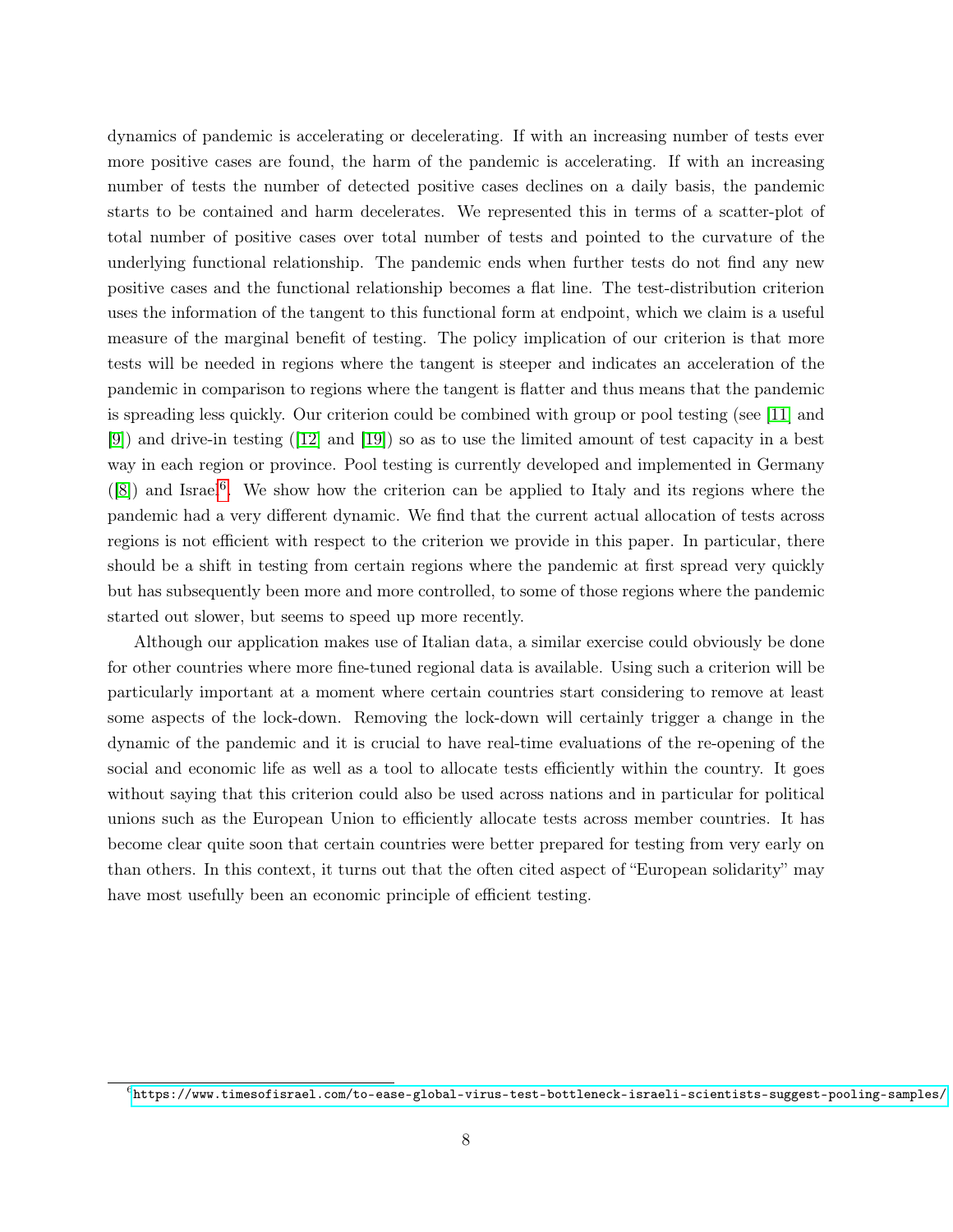dynamics of pandemic is accelerating or decelerating. If with an increasing number of tests ever more positive cases are found, the harm of the pandemic is accelerating. If with an increasing number of tests the number of detected positive cases declines on a daily basis, the pandemic starts to be contained and harm decelerates. We represented this in terms of a scatter-plot of total number of positive cases over total number of tests and pointed to the curvature of the underlying functional relationship. The pandemic ends when further tests do not find any new positive cases and the functional relationship becomes a flat line. The test-distribution criterion uses the information of the tangent to this functional form at endpoint, which we claim is a useful measure of the marginal benefit of testing. The policy implication of our criterion is that more tests will be needed in regions where the tangent is steeper and indicates an acceleration of the pandemic in comparison to regions where the tangent is flatter and thus means that the pandemic is spreading less quickly. Our criterion could be combined with group or pool testing (see [11] and [9]) and drive-in testing ([12] and [19]) so as to use the limited amount of test capacity in a best way in each region or province. Pool testing is currently developed and implemented in Germany ([8]) and Israel[6]. We show how the criterion can be applied to Italy and its regions where the pandemic had a very different dynamic. We find that the current actual allocation of tests across regions is not efficient with respect to the criterion we provide in this paper. In particular, there should be a shift in testing from certain regions where the pandemic at first spread very quickly but has subsequently been more and more controlled, to some of those regions where the pandemic started out slower, but seems to speed up more recently.

Although our application makes use of Italian data, a similar exercise could obviously be done for other countries where more fine-tuned regional data is available. Using such a criterion will be particularly important at a moment where certain countries start considering to remove at least some aspects of the lock-down. Removing the lock-down will certainly trigger a change in the dynamic of the pandemic and it is crucial to have real-time evaluations of the re-opening of the social and economic life as well as a tool to allocate tests efficiently within the country. It goes without saying that this criterion could also be used across nations and in particular for political unions such as the European Union to efficiently allocate tests across member countries. It has become clear quite soon that certain countries were better prepared for testing from very early on than others. In this context, it turns out that the often cited aspect of "European solidarity" may have most usefully been an economic principle of efficient testing.

[6] https://www.timesofisrael.com/to-ease-global-virus-test-bottleneck-israeli-scientists-suggest-pooling-samples/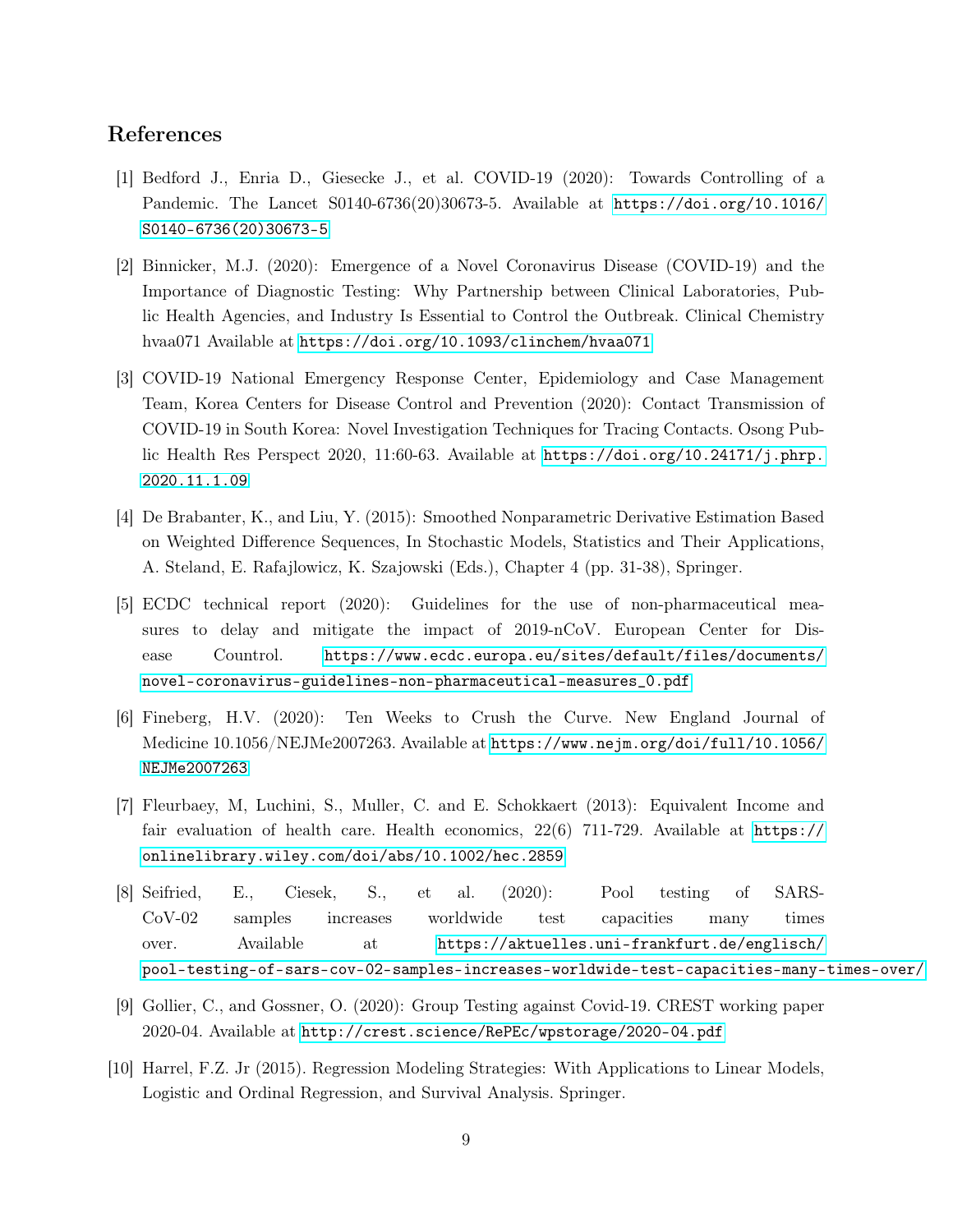## References

[1] Bedford J., Enria D., Giesecke J., et al. COVID-19 (2020): Towards Controlling of a Pandemic. The Lancet S0140-6736(20)30673-5. Available at https://doi.org/10.1016/S0140-6736(20)30673-5

[2] Binnicker, M.J. (2020): Emergence of a Novel Coronavirus Disease (COVID-19) and the Importance of Diagnostic Testing: Why Partnership between Clinical Laboratories, Public Health Agencies, and Industry Is Essential to Control the Outbreak. Clinical Chemistry hvaa071 Available at https://doi.org/10.1093/clinchem/hvaa071

[3] COVID-19 National Emergency Response Center, Epidemiology and Case Management Team, Korea Centers for Disease Control and Prevention (2020): Contact Transmission of COVID-19 in South Korea: Novel Investigation Techniques for Tracing Contacts. Osong Public Health Res Perspect 2020, 11:60-63. Available at https://doi.org/10.24171/j.phrp.2020.11.1.09

[4] De Brabanter, K., and Liu, Y. (2015): Smoothed Nonparametric Derivative Estimation Based on Weighted Difference Sequences, In Stochastic Models, Statistics and Their Applications, A. Steland, E. Rafajlowicz, K. Szajowski (Eds.), Chapter 4 (pp. 31-38), Springer.

[5] ECDC technical report (2020): Guidelines for the use of non-pharmaceutical measures to delay and mitigate the impact of 2019-nCoV. European Center for Disease Countrol. https://www.ecdc.europa.eu/sites/default/files/documents/novel-coronavirus-guidelines-non-pharmaceutical-measures_0.pdf

[6] Fineberg, H.V. (2020): Ten Weeks to Crush the Curve. New England Journal of Medicine 10.1056/NEJMe2007263. Available at https://www.nejm.org/doi/full/10.1056/NEJMe2007263

[7] Fleurbaey, M, Luchini, S., Muller, C. and E. Schokkaert (2013): Equivalent Income and fair evaluation of health care. Health economics, 22(6) 711-729. Available at https://onlinelibrary.wiley.com/doi/abs/10.1002/hec.2859

[8] Seifried, E., Ciesek, S., et al. (2020): Pool testing of SARS-CoV-02 samples increases worldwide test capacities many times over. Available at https://aktuelles.uni-frankfurt.de/englisch/pool-testing-of-sars-cov-02-samples-increases-worldwide-test-capacities-many-times-over/

[9] Gollier, C., and Gossner, O. (2020): Group Testing against Covid-19. CREST working paper 2020-04. Available at http://crest.science/RePEc/wpstorage/2020-04.pdf

[10] Harrel, F.Z. Jr (2015). Regression Modeling Strategies: With Applications to Linear Models, Logistic and Ordinal Regression, and Survival Analysis. Springer.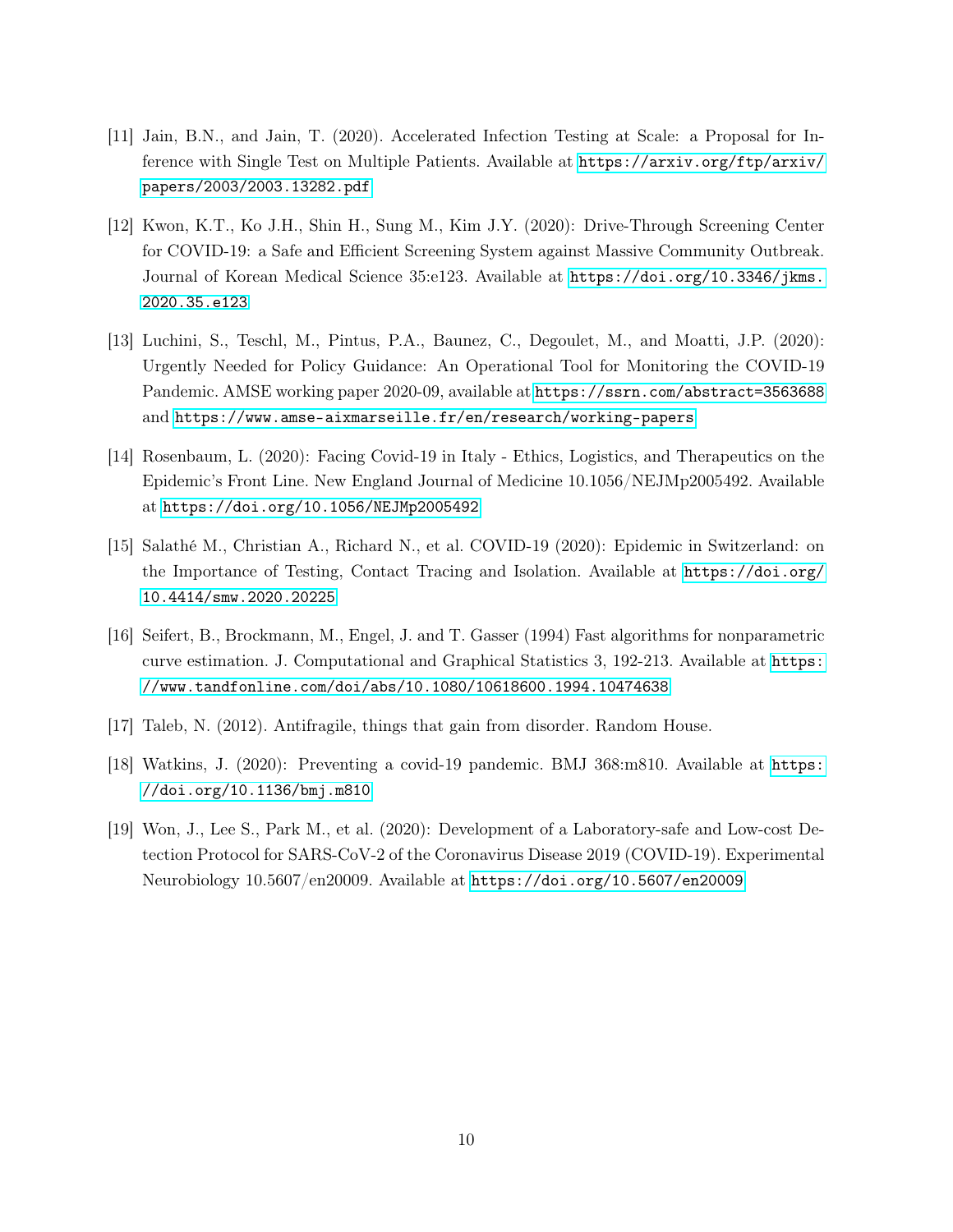[11] Jain, B.N., and Jain, T. (2020). Accelerated Infection Testing at Scale: a Proposal for Inference with Single Test on Multiple Patients. Available at https://arxiv.org/ftp/arxiv/papers/2003/2003.13282.pdf

[12] Kwon, K.T., Ko J.H., Shin H., Sung M., Kim J.Y. (2020): Drive-Through Screening Center for COVID-19: a Safe and Efficient Screening System against Massive Community Outbreak. Journal of Korean Medical Science 35:e123. Available at https://doi.org/10.3346/jkms.2020.35.e123

[13] Luchini, S., Teschl, M., Pintus, P.A., Baunez, C., Degoulet, M., and Moatti, J.P. (2020): Urgently Needed for Policy Guidance: An Operational Tool for Monitoring the COVID-19 Pandemic. AMSE working paper 2020-09, available at https://ssrn.com/abstract=3563688 and https://www.amse-aixmarseille.fr/en/research/working-papers

[14] Rosenbaum, L. (2020): Facing Covid-19 in Italy - Ethics, Logistics, and Therapeutics on the Epidemic's Front Line. New England Journal of Medicine 10.1056/NEJMp2005492. Available at https://doi.org/10.1056/NEJMp2005492

[15] Salathé M., Christian A., Richard N., et al. COVID-19 (2020): Epidemic in Switzerland: on the Importance of Testing, Contact Tracing and Isolation. Available at https://doi.org/10.4414/smw.2020.20225

[16] Seifert, B., Brockmann, M., Engel, J. and T. Gasser (1994) Fast algorithms for nonparametric curve estimation. J. Computational and Graphical Statistics 3, 192-213. Available at https://www.tandfonline.com/doi/abs/10.1080/10618600.1994.10474638

[17] Taleb, N. (2012). Antifragile, things that gain from disorder. Random House.

[18] Watkins, J. (2020): Preventing a covid-19 pandemic. BMJ 368:m810. Available at https://doi.org/10.1136/bmj.m810

[19] Won, J., Lee S., Park M., et al. (2020): Development of a Laboratory-safe and Low-cost Detection Protocol for SARS-CoV-2 of the Coronavirus Disease 2019 (COVID-19). Experimental Neurobiology 10.5607/en20009. Available at https://doi.org/10.5607/en20009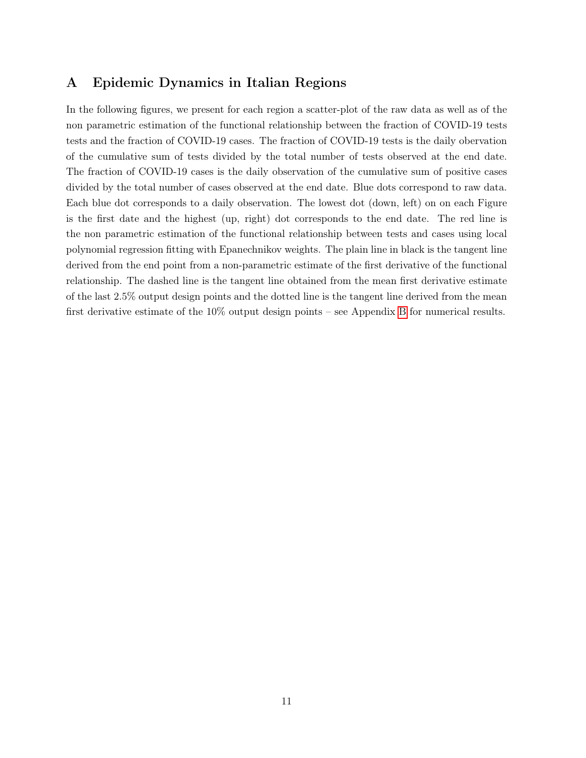## A Epidemic Dynamics in Italian Regions

In the following figures, we present for each region a scatter-plot of the raw data as well as of the non parametric estimation of the functional relationship between the fraction of COVID-19 tests tests and the fraction of COVID-19 cases. The fraction of COVID-19 tests is the daily obervation of the cumulative sum of tests divided by the total number of tests observed at the end date. The fraction of COVID-19 cases is the daily observation of the cumulative sum of positive cases divided by the total number of cases observed at the end date. Blue dots correspond to raw data. Each blue dot corresponds to a daily observation. The lowest dot (down, left) on on each Figure is the first date and the highest (up, right) dot corresponds to the end date. The red line is the non parametric estimation of the functional relationship between tests and cases using local polynomial regression fitting with Epanechnikov weights. The plain line in black is the tangent line derived from the end point from a non-parametric estimate of the first derivative of the functional relationship. The dashed line is the tangent line obtained from the mean first derivative estimate of the last 2.5% output design points and the dotted line is the tangent line derived from the mean first derivative estimate of the 10% output design points – see Appendix B for numerical results.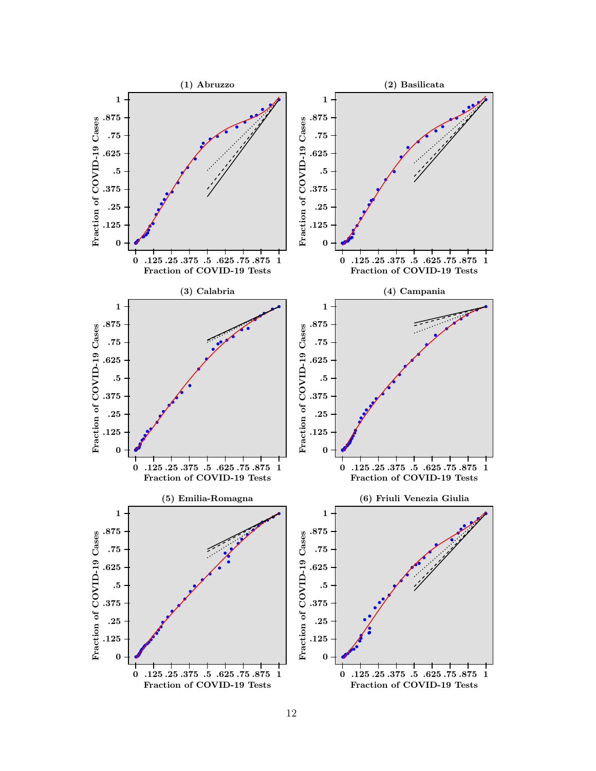(1) Abruzzo

Fraction of COVID-19 Cases

Fraction of COVID-19 Tests

(2) Basilicata

Fraction of COVID-19 Cases

Fraction of COVID-19 Tests

(3) Calabria

Fraction of COVID-19 Cases

Fraction of COVID-19 Tests

(4) Campania

Fraction of COVID-19 Cases

Fraction of COVID-19 Tests

(5) Emilia-Romagna

Fraction of COVID-19 Cases

Fraction of COVID-19 Tests

(6) Friuli Venezia Giulia

Fraction of COVID-19 Cases

Fraction of COVID-19 Tests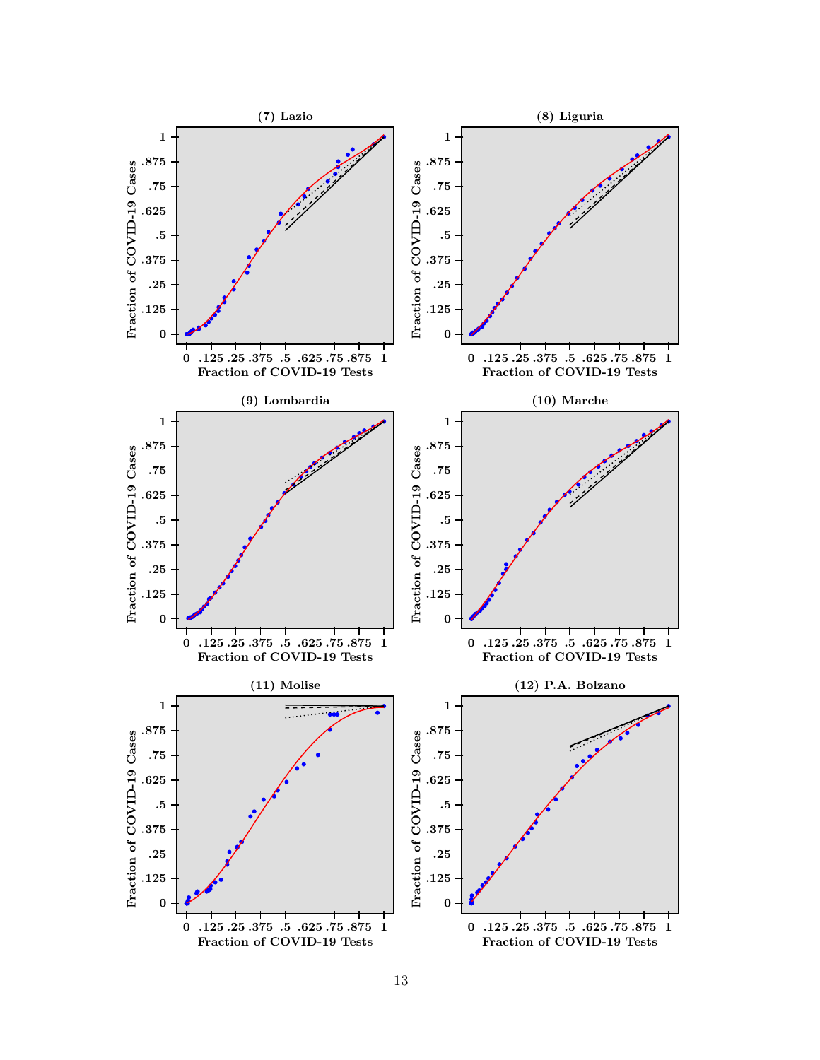**(7) Lazio**

**(8) Liguria**

**(9) Lombardia**

**(10) Marche**

**(11) Molise**

**(12) P.A. Bolzano**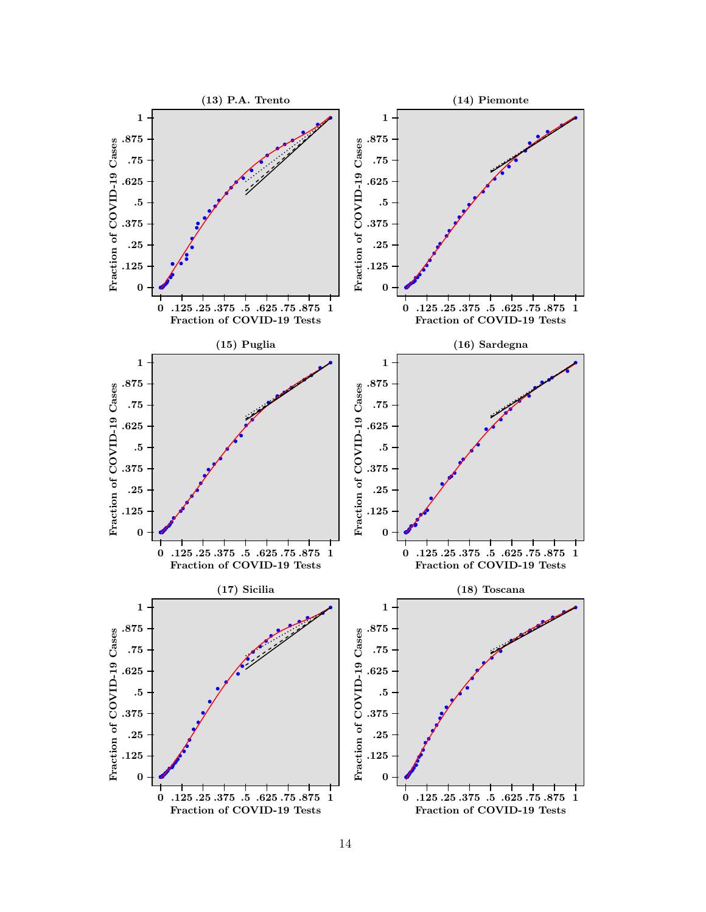**(13) P.A. Trento**

**(14) Piemonte**

**(15) Puglia**

**(16) Sardegna**

**(17) Sicilia**

**(18) Toscana**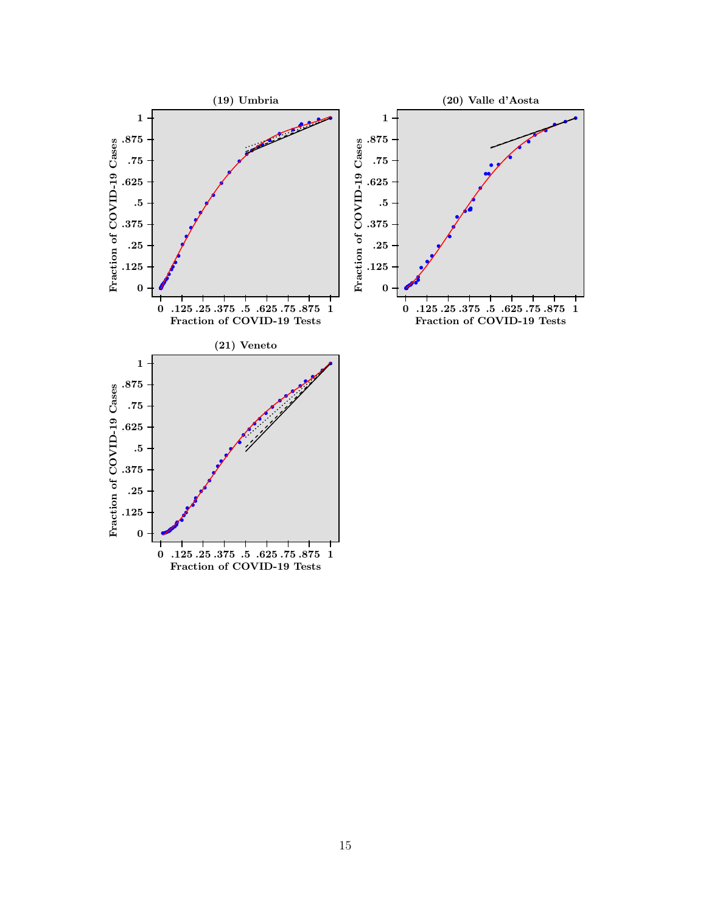**(19) Umbria**

**(20) Valle d'Aosta**

**(21) Veneto**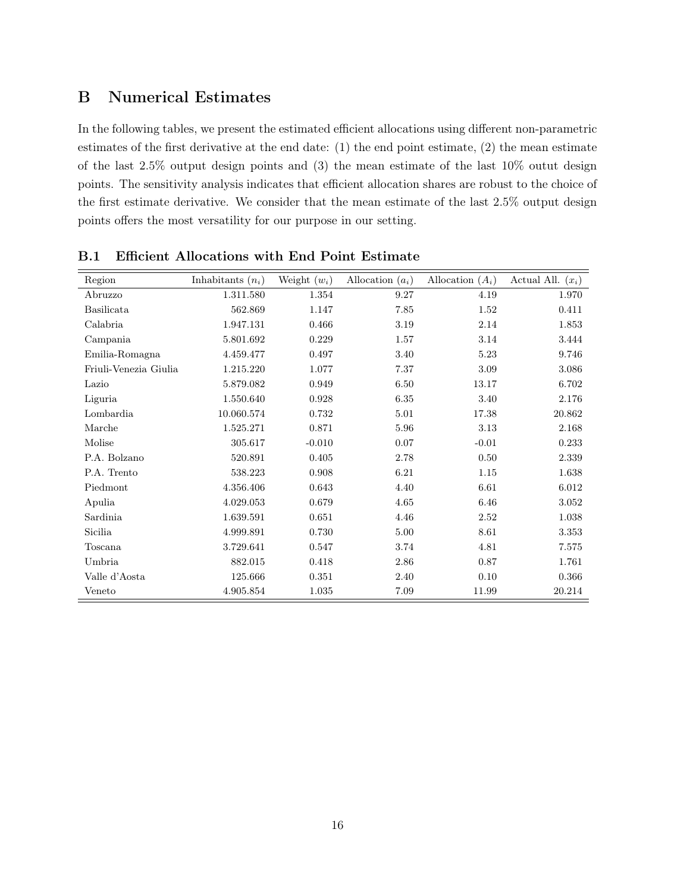## B Numerical Estimates

In the following tables, we present the estimated efficient allocations using different non-parametric estimates of the first derivative at the end date: (1) the end point estimate, (2) the mean estimate of the last 2.5% output design points and (3) the mean estimate of the last 10% outut design points. The sensitivity analysis indicates that efficient allocation shares are robust to the choice of the first estimate derivative. We consider that the mean estimate of the last 2.5% output design points offers the most versatility for our purpose in our setting.

### B.1 Efficient Allocations with End Point Estimate

| Region | Inhabitants ($n_i$) | Weight ($w_i$) | Allocation ($a_i$) | Allocation ($A_i$) | Actual All. ($x_i$) |
|---|---|---|---|---|---|
| Abruzzo | 1.311.580 | 1.354 | 9.27 | 4.19 | 1.970 |
| Basilicata | 562.869 | 1.147 | 7.85 | 1.52 | 0.411 |
| Calabria | 1.947.131 | 0.466 | 3.19 | 2.14 | 1.853 |
| Campania | 5.801.692 | 0.229 | 1.57 | 3.14 | 3.444 |
| Emilia-Romagna | 4.459.477 | 0.497 | 3.40 | 5.23 | 9.746 |
| Friuli-Venezia Giulia | 1.215.220 | 1.077 | 7.37 | 3.09 | 3.086 |
| Lazio | 5.879.082 | 0.949 | 6.50 | 13.17 | 6.702 |
| Liguria | 1.550.640 | 0.928 | 6.35 | 3.40 | 2.176 |
| Lombardia | 10.060.574 | 0.732 | 5.01 | 17.38 | 20.862 |
| Marche | 1.525.271 | 0.871 | 5.96 | 3.13 | 2.168 |
| Molise | 305.617 | -0.010 | 0.07 | -0.01 | 0.233 |
| P.A. Bolzano | 520.891 | 0.405 | 2.78 | 0.50 | 2.339 |
| P.A. Trento | 538.223 | 0.908 | 6.21 | 1.15 | 1.638 |
| Piedmont | 4.356.406 | 0.643 | 4.40 | 6.61 | 6.012 |
| Apulia | 4.029.053 | 0.679 | 4.65 | 6.46 | 3.052 |
| Sardinia | 1.639.591 | 0.651 | 4.46 | 2.52 | 1.038 |
| Sicilia | 4.999.891 | 0.730 | 5.00 | 8.61 | 3.353 |
| Toscana | 3.729.641 | 0.547 | 3.74 | 4.81 | 7.575 |
| Umbria | 882.015 | 0.418 | 2.86 | 0.87 | 1.761 |
| Valle d'Aosta | 125.666 | 0.351 | 2.40 | 0.10 | 0.366 |
| Veneto | 4.905.854 | 1.035 | 7.09 | 11.99 | 20.214 |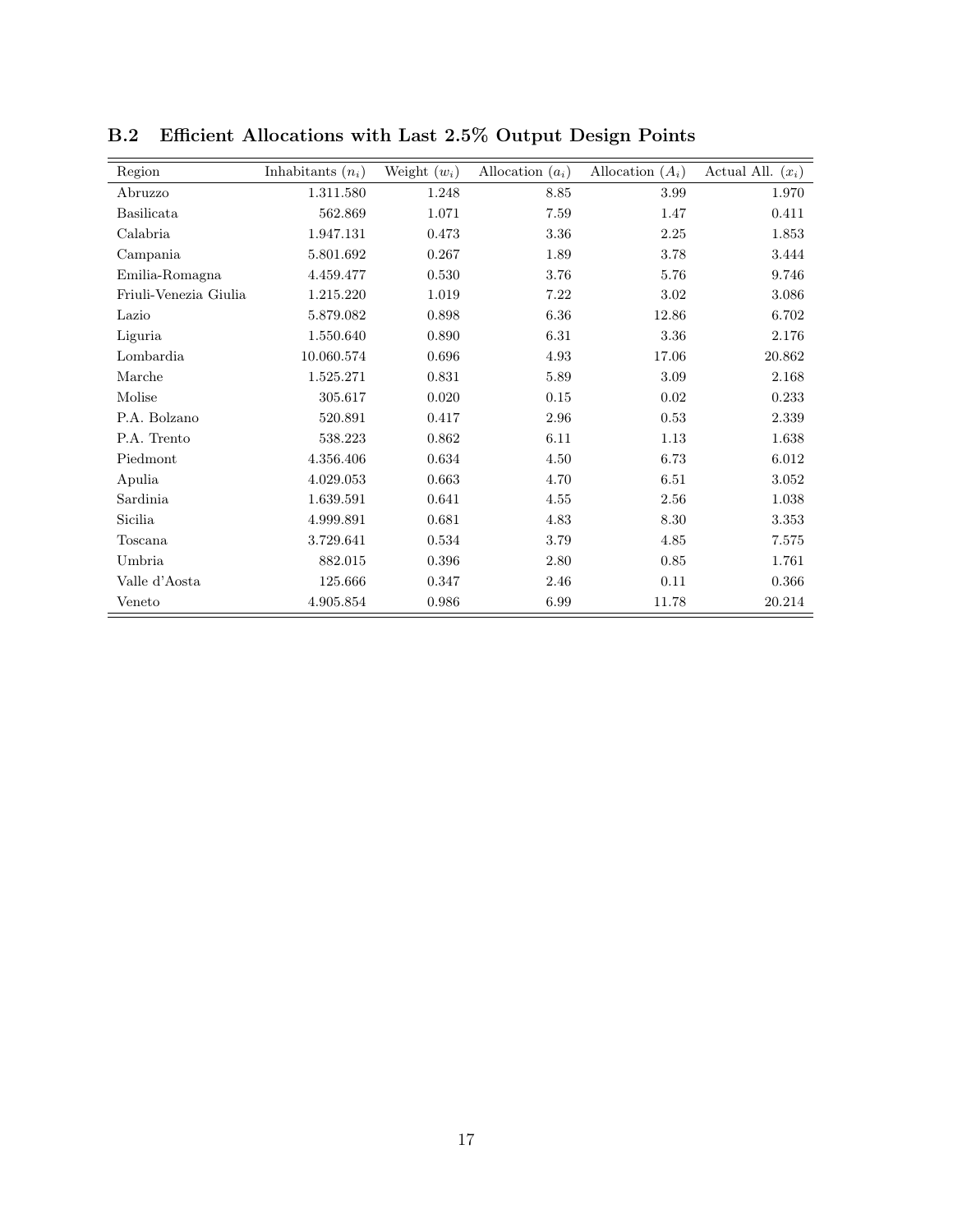### B.2 Efficient Allocations with Last 2.5% Output Design Points

| Region | Inhabitants ($n_i$) | Weight ($w_i$) | Allocation ($a_i$) | Allocation ($A_i$) | Actual All. ($x_i$) |
|---|---|---|---|---|---|
| Abruzzo | 1.311.580 | 1.248 | 8.85 | 3.99 | 1.970 |
| Basilicata | 562.869 | 1.071 | 7.59 | 1.47 | 0.411 |
| Calabria | 1.947.131 | 0.473 | 3.36 | 2.25 | 1.853 |
| Campania | 5.801.692 | 0.267 | 1.89 | 3.78 | 3.444 |
| Emilia-Romagna | 4.459.477 | 0.530 | 3.76 | 5.76 | 9.746 |
| Friuli-Venezia Giulia | 1.215.220 | 1.019 | 7.22 | 3.02 | 3.086 |
| Lazio | 5.879.082 | 0.898 | 6.36 | 12.86 | 6.702 |
| Liguria | 1.550.640 | 0.890 | 6.31 | 3.36 | 2.176 |
| Lombardia | 10.060.574 | 0.696 | 4.93 | 17.06 | 20.862 |
| Marche | 1.525.271 | 0.831 | 5.89 | 3.09 | 2.168 |
| Molise | 305.617 | 0.020 | 0.15 | 0.02 | 0.233 |
| P.A. Bolzano | 520.891 | 0.417 | 2.96 | 0.53 | 2.339 |
| P.A. Trento | 538.223 | 0.862 | 6.11 | 1.13 | 1.638 |
| Piedmont | 4.356.406 | 0.634 | 4.50 | 6.73 | 6.012 |
| Apulia | 4.029.053 | 0.663 | 4.70 | 6.51 | 3.052 |
| Sardinia | 1.639.591 | 0.641 | 4.55 | 2.56 | 1.038 |
| Sicilia | 4.999.891 | 0.681 | 4.83 | 8.30 | 3.353 |
| Toscana | 3.729.641 | 0.534 | 3.79 | 4.85 | 7.575 |
| Umbria | 882.015 | 0.396 | 2.80 | 0.85 | 1.761 |
| Valle d'Aosta | 125.666 | 0.347 | 2.46 | 0.11 | 0.366 |
| Veneto | 4.905.854 | 0.986 | 6.99 | 11.78 | 20.214 |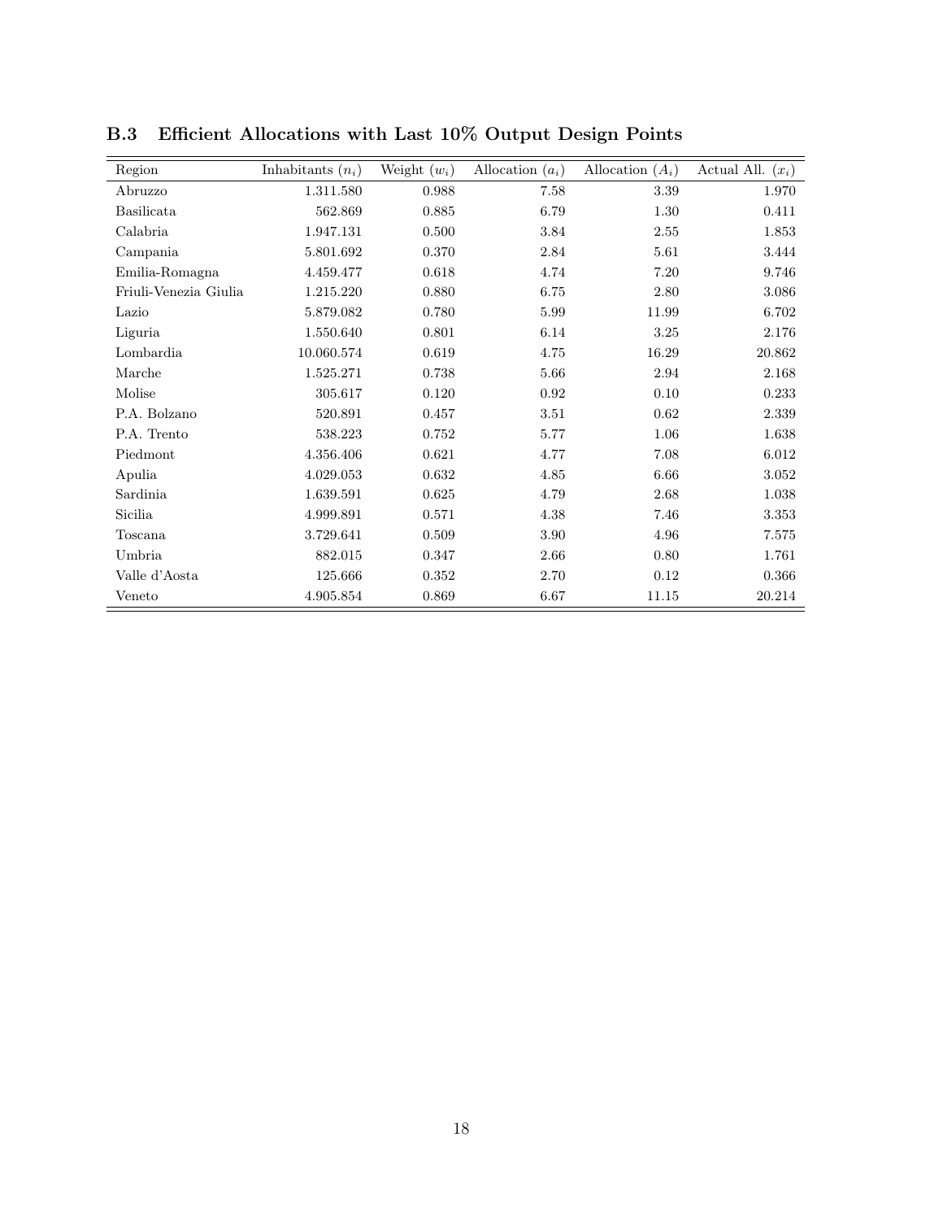### B.3 Efficient Allocations with Last 10% Output Design Points

| Region | Inhabitants ($n_i$) | Weight ($w_i$) | Allocation ($a_i$) | Allocation ($A_i$) | Actual All. ($x_i$) |
|---|---|---|---|---|---|
| Abruzzo | 1.311.580 | 0.988 | 7.58 | 3.39 | 1.970 |
| Basilicata | 562.869 | 0.885 | 6.79 | 1.30 | 0.411 |
| Calabria | 1.947.131 | 0.500 | 3.84 | 2.55 | 1.853 |
| Campania | 5.801.692 | 0.370 | 2.84 | 5.61 | 3.444 |
| Emilia-Romagna | 4.459.477 | 0.618 | 4.74 | 7.20 | 9.746 |
| Friuli-Venezia Giulia | 1.215.220 | 0.880 | 6.75 | 2.80 | 3.086 |
| Lazio | 5.879.082 | 0.780 | 5.99 | 11.99 | 6.702 |
| Liguria | 1.550.640 | 0.801 | 6.14 | 3.25 | 2.176 |
| Lombardia | 10.060.574 | 0.619 | 4.75 | 16.29 | 20.862 |
| Marche | 1.525.271 | 0.738 | 5.66 | 2.94 | 2.168 |
| Molise | 305.617 | 0.120 | 0.92 | 0.10 | 0.233 |
| P.A. Bolzano | 520.891 | 0.457 | 3.51 | 0.62 | 2.339 |
| P.A. Trento | 538.223 | 0.752 | 5.77 | 1.06 | 1.638 |
| Piedmont | 4.356.406 | 0.621 | 4.77 | 7.08 | 6.012 |
| Apulia | 4.029.053 | 0.632 | 4.85 | 6.66 | 3.052 |
| Sardinia | 1.639.591 | 0.625 | 4.79 | 2.68 | 1.038 |
| Sicilia | 4.999.891 | 0.571 | 4.38 | 7.46 | 3.353 |
| Toscana | 3.729.641 | 0.509 | 3.90 | 4.96 | 7.575 |
| Umbria | 882.015 | 0.347 | 2.66 | 0.80 | 1.761 |
| Valle d'Aosta | 125.666 | 0.352 | 2.70 | 0.12 | 0.366 |
| Veneto | 4.905.854 | 0.869 | 6.67 | 11.15 | 20.214 |